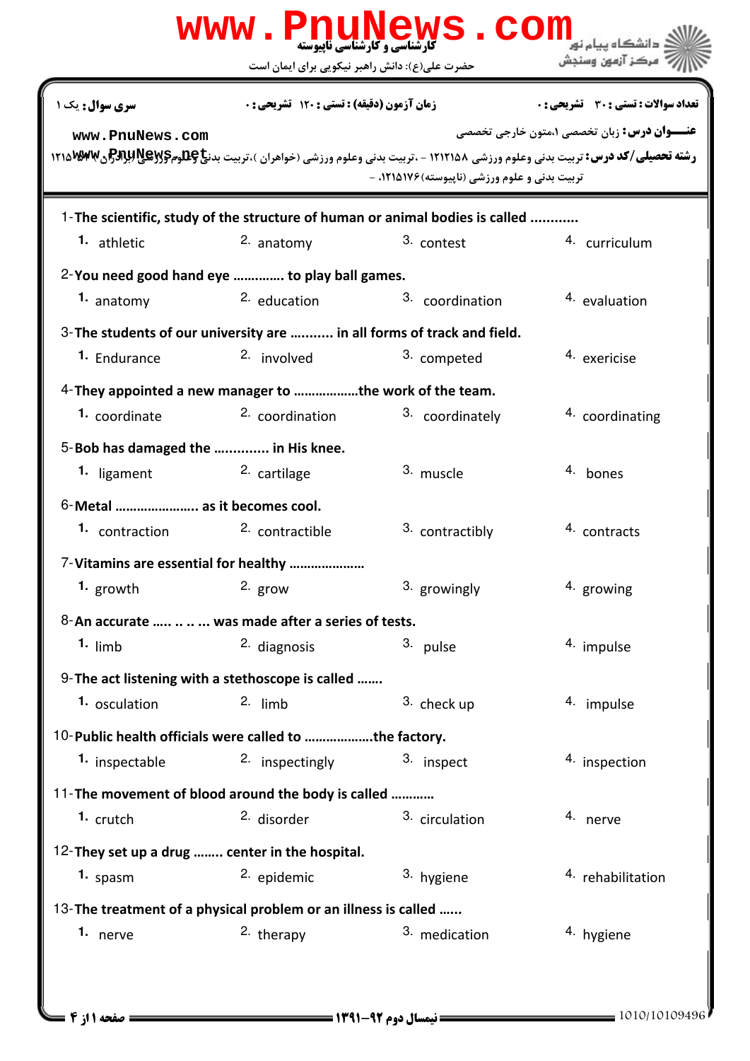www.PnuNews.com

کارشناسی و کارشناسی ناپیوسته

حضرت علی(ع): دانش راهبر نیکویی برای ایمان است

دانشگاه پیام نور
مرکز آزمون وسنجش

**سری سوال:** یک ۱

**زمان آزمون (دقیقه) : تستی : ۱۲۰ تشریحی : ۰**

**تعداد سوالات : تستی : ۳۰ تشریحی : ۰**

www.PnuNews.com

**عنـــوان درس:** زبان تخصصی ۱،متون خارجی تخصصی

**رشته تحصیلی/کد درس:** تربیت بدنی وعلوم ورزشی ۱۲۱۲۱۵۸ - ،تربیت بدنی وعلوم ورزشی (خواهران )،تربیت بدنی وعلوم ورزشی (برادران) ۱۲۱۵۰۴۳ - ،تربیت بدنی و علوم ورزشی (ناپیوسته) ۱۲۱۵۱۷۶، -

www.PnuNews.net

1-The scientific, study of the structure of human or animal bodies is called ...........

1. athletic
2. anatomy
3. contest
4. curriculum

2-You need good hand eye ............. to play ball games.

1. anatomy
2. education
3. coordination
4. evaluation

3-The students of our university are ........... in all forms of track and field.

1. Endurance
2. involved
3. competed
4. exericise

4-They appointed a new manager to ..................the work of the team.

1. coordinate
2. coordination
3. coordinately
4. coordinating

5-Bob has damaged the ............. in His knee.

1. ligament
2. cartilage
3. muscle
4. bones

6-Metal ...................... as it becomes cool.

1. contraction
2. contractible
3. contractibly
4. contracts

7-Vitamins are essential for healthy ....................

1. growth
2. grow
3. growingly
4. growing

8-An accurate ..... .. .. ... was made after a series of tests.

1. limb
2. diagnosis
3. pulse
4. impulse

9-The act listening with a stethoscope is called .......

1. osculation
2. limb
3. check up
4. impulse

10-Public health officials were called to ..................the factory.

1. inspectable
2. inspectingly
3. inspect
4. inspection

11-The movement of blood around the body is called ...........

1. crutch
2. disorder
3. circulation
4. nerve

12-They set up a drug ........ center in the hospital.

1. spasm
2. epidemic
3. hygiene
4. rehabilitation

13-The treatment of a physical problem or an illness is called ......

1. nerve
2. therapy
3. medication
4. hygiene

نیمسال دوم ۹۲-۱۳۹۱

1010/10109496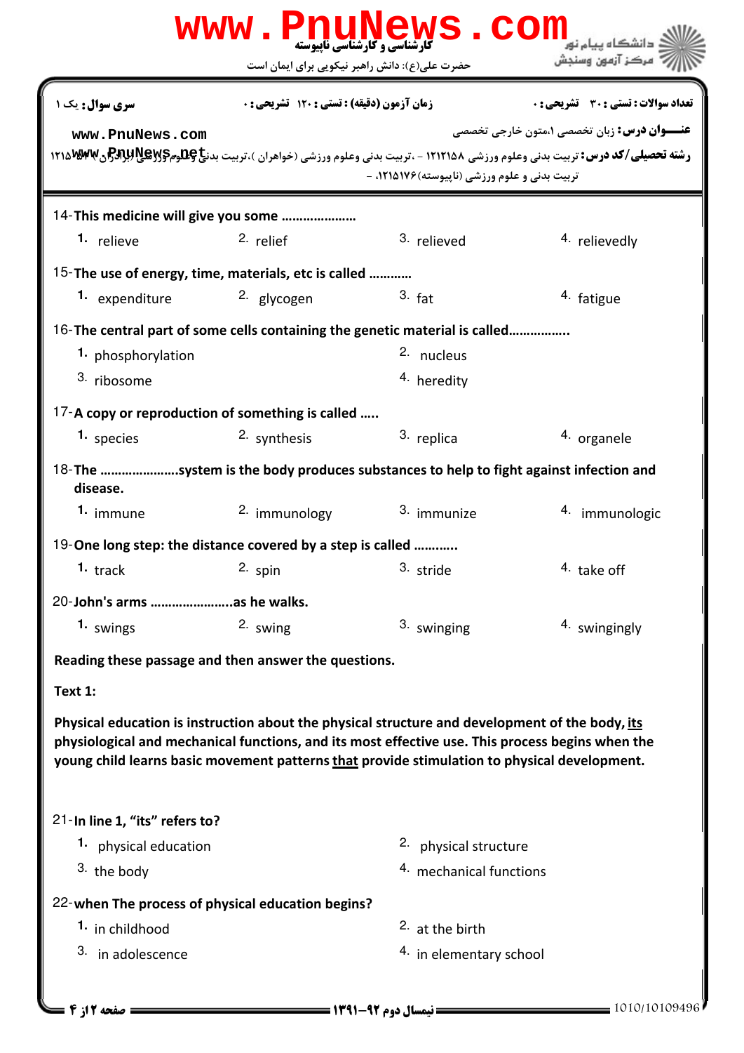سری سوال: یک ۱ | زمان آزمون (دقیقه) : تستی : ۱۲۰ تشریحی : ۰ | تعداد سوالات : تستی : ۳۰ تشریحی : ۰

**عنـــوان درس:** زبان تخصصی ۱،متون خارجی تخصصی

**رشته تحصیلی/کد درس:** تربیت بدنی وعلوم ورزشی ۱۲۱۲۱۵۸ - ،تربیت بدنی وعلوم ورزشی (خواهران )،تربیت بدنی وعلوم ورزشی (برادران )۱۲۱۵۰۳۴ - ،تربیت بدنی و علوم ورزشی (ناپیوسته)۱۲۱۵۱۷۶ -

14- **This medicine will give you some ....................**

1. relieve
2. relief
3. relieved
4. relievedly

15- **The use of energy, time, materials, etc is called ...........**

1. expenditure
2. glycogen
3. fat
4. fatigue

16- **The central part of some cells containing the genetic material is called................**

1. phosphorylation
2. nucleus
3. ribosome
4. heredity

17- **A copy or reproduction of something is called .....**

1. species
2. synthesis
3. replica
4. organele

18- **The .....................system is the body produces substances to help to fight against infection and disease.**

1. immune
2. immunology
3. immunize
4. immunologic

19- **One long step: the distance covered by a step is called ...........**

1. track
2. spin
3. stride
4. take off

20- **John's arms ......................as he walks.**

1. swings
2. swing
3. swinging
4. swingingly

**Reading these passage and then answer the questions.**

**Text 1:**

**Physical education is instruction about the physical structure and development of the body, <u>its</u> physiological and mechanical functions, and its most effective use. This process begins when the young child learns basic movement patterns <u>that</u> provide stimulation to physical development.**

21- **In line 1, "its" refers to?**

1. physical education
2. physical structure
3. the body
4. mechanical functions

22- **when The process of physical education begins?**

1. in childhood
2. at the birth
3. in adolescence
4. in elementary school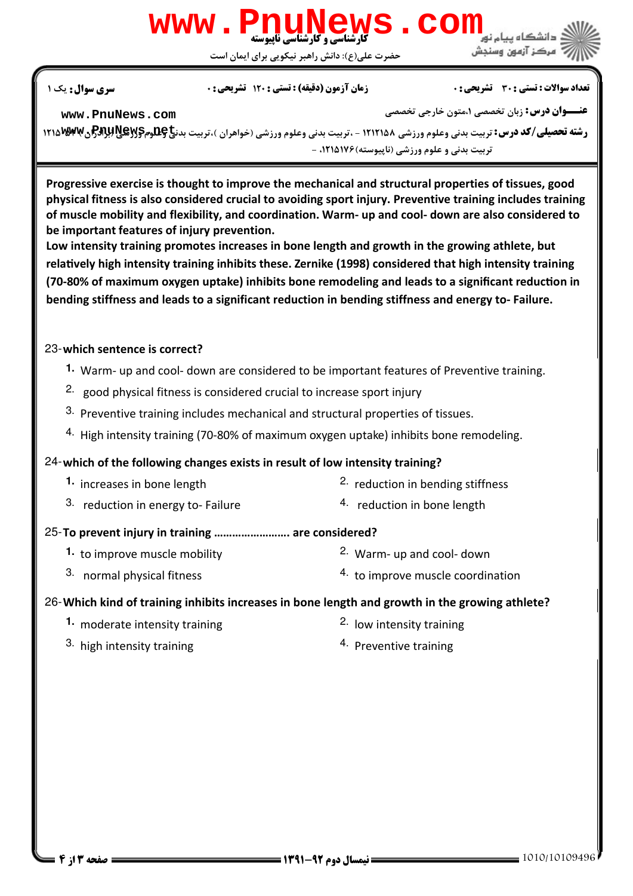Progressive exercise is thought to improve the mechanical and structural properties of tissues, good physical fitness is also considered crucial to avoiding sport injury. Preventive training includes training of muscle mobility and flexibility, and coordination. Warm- up and cool- down are also considered to be important features of injury prevention.

Low intensity training promotes increases in bone length and growth in the growing athlete, but relatively high intensity training inhibits these. Zernike (1998) considered that high intensity training (70-80% of maximum oxygen uptake) inhibits bone remodeling and leads to a significant reduction in bending stiffness and leads to a significant reduction in bending stiffness and energy to- Failure.

23-**which sentence is correct?**

1. Warm- up and cool- down are considered to be important features of Preventive training.
2. good physical fitness is considered crucial to increase sport injury
3. Preventive training includes mechanical and structural properties of tissues.
4. High intensity training (70-80% of maximum oxygen uptake) inhibits bone remodeling.

24-**which of the following changes exists in result of low intensity training?**

1. increases in bone length
2. reduction in bending stiffness
3. reduction in energy to- Failure
4. reduction in bone length

25-**To prevent injury in training ........................ are considered?**

1. to improve muscle mobility
2. Warm- up and cool- down
3. normal physical fitness
4. to improve muscle coordination

26-**Which kind of training inhibits increases in bone length and growth in the growing athlete?**

1. moderate intensity training
2. low intensity training
3. high intensity training
4. Preventive training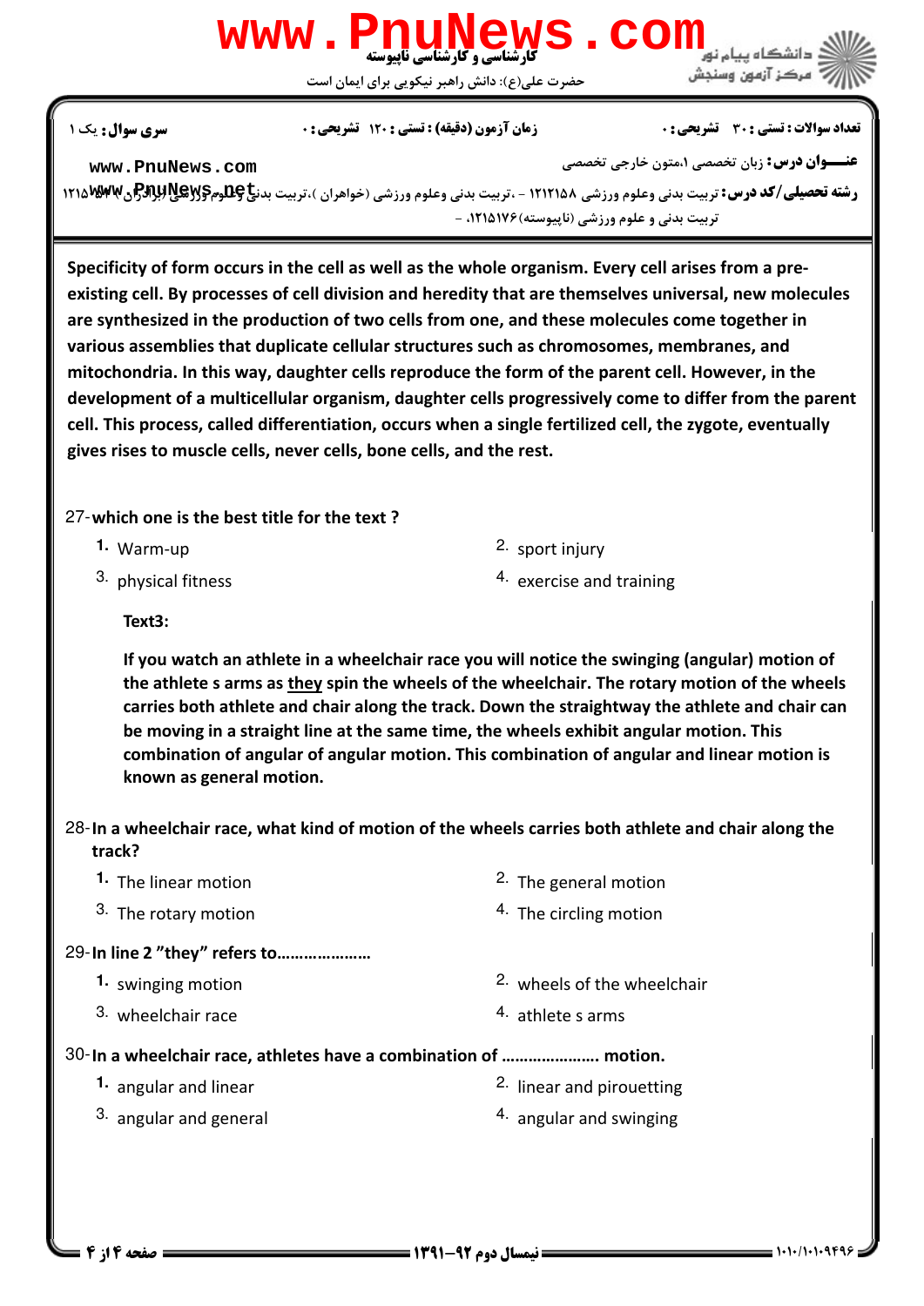Specificity of form occurs in the cell as well as the whole organism. Every cell arises from a pre-existing cell. By processes of cell division and heredity that are themselves universal, new molecules are synthesized in the production of two cells from one, and these molecules come together in various assemblies that duplicate cellular structures such as chromosomes, membranes, and mitochondria. In this way, daughter cells reproduce the form of the parent cell. However, in the development of a multicellular organism, daughter cells progressively come to differ from the parent cell. This process, called differentiation, occurs when a single fertilized cell, the zygote, eventually gives rises to muscle cells, never cells, bone cells, and the rest.

27-**which one is the best title for the text ?**

1. Warm-up
2. sport injury
3. physical fitness
4. exercise and training

**Text3:**

**If you watch an athlete in a wheelchair race you will notice the swinging (angular) motion of the athlete s arms as they spin the wheels of the wheelchair. The rotary motion of the wheels carries both athlete and chair along the track. Down the straightway the athlete and chair can be moving in a straight line at the same time, the wheels exhibit angular motion. This combination of angular of angular motion. This combination of angular and linear motion is known as general motion.**

28-**In a wheelchair race, what kind of motion of the wheels carries both athlete and chair along the track?**

1. The linear motion
2. The general motion
3. The rotary motion
4. The circling motion

29-**In line 2 "they" refers to…………………**

1. swinging motion
2. wheels of the wheelchair
3. wheelchair race
4. athlete s arms

30-**In a wheelchair race, athletes have a combination of …………………. motion.**

1. angular and linear
2. linear and pirouetting
3. angular and general
4. angular and swinging